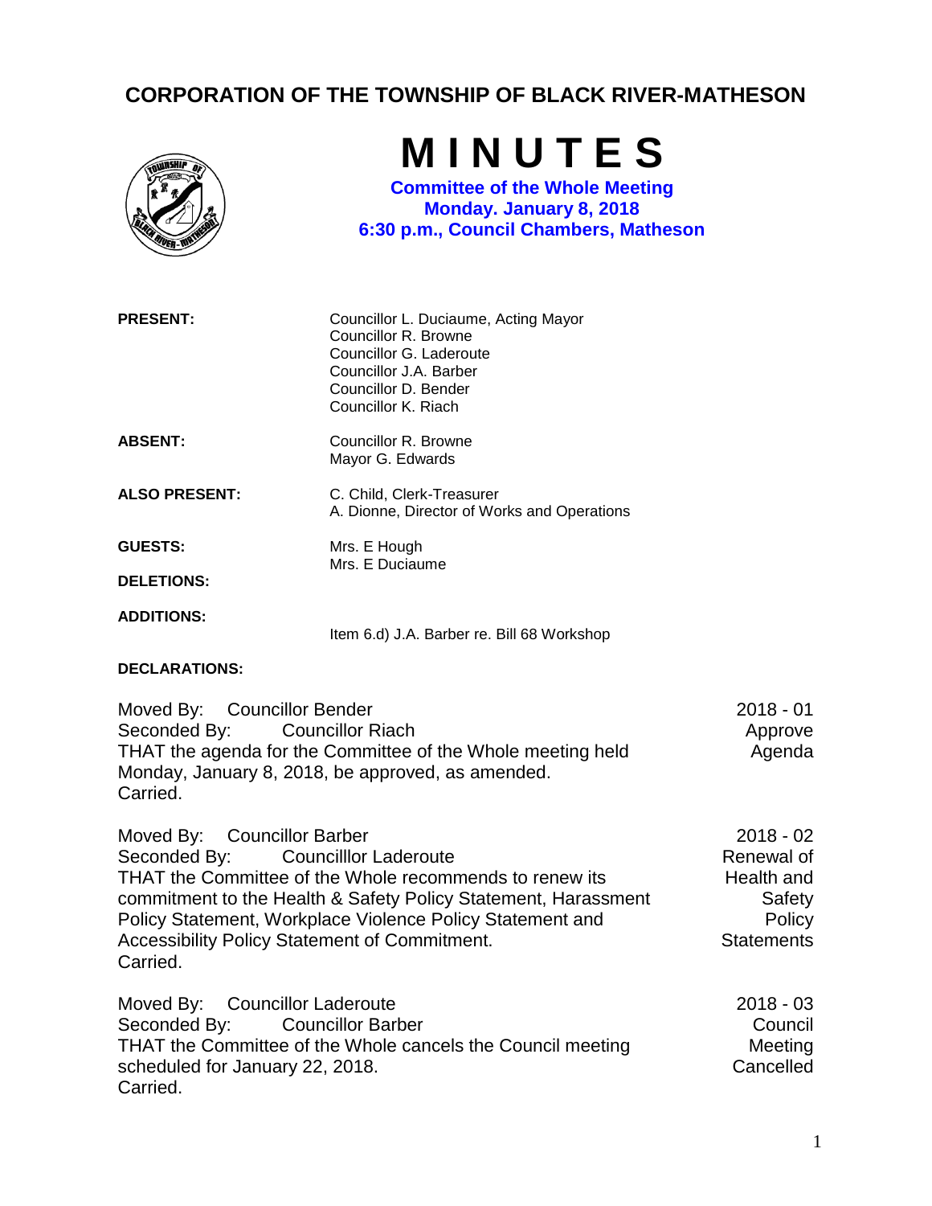# CORPORATION OF THE TOWNSHIP OF BLACK RIVER-MATHESON

# M I N U T E S

**Committee of the Whole Meeting**
**Monday. January 8, 2018**
**6:30 p.m., Council Chambers, Matheson**

**PRESENT:**
Councillor L. Duciaume, Acting Mayor
Councillor R. Browne
Councillor G. Laderoute
Councillor J.A. Barber
Councillor D. Bender
Councillor K. Riach

**ABSENT:**
Councillor R. Browne
Mayor G. Edwards

**ALSO PRESENT:**
C. Child, Clerk-Treasurer
A. Dionne, Director of Works and Operations

**GUESTS:**
Mrs. E Hough
Mrs. E Duciaume

**DELETIONS:**

**ADDITIONS:**
Item 6.d) J.A. Barber re. Bill 68 Workshop

**DECLARATIONS:**

**2018 - 01 Approve Agenda**

Moved By: Councillor Bender
Seconded By: Councillor Riach
THAT the agenda for the Committee of the Whole meeting held Monday, January 8, 2018, be approved, as amended.
Carried.

**2018 - 02 Renewal of Health and Safety Policy Statements**

Moved By: Councillor Barber
Seconded By: Councilllor Laderoute
THAT the Committee of the Whole recommends to renew its commitment to the Health & Safety Policy Statement, Harassment Policy Statement, Workplace Violence Policy Statement and Accessibility Policy Statement of Commitment.
Carried.

**2018 - 03 Council Meeting Cancelled**

Moved By: Councillor Laderoute
Seconded By: Councillor Barber
THAT the Committee of the Whole cancels the Council meeting scheduled for January 22, 2018.
Carried.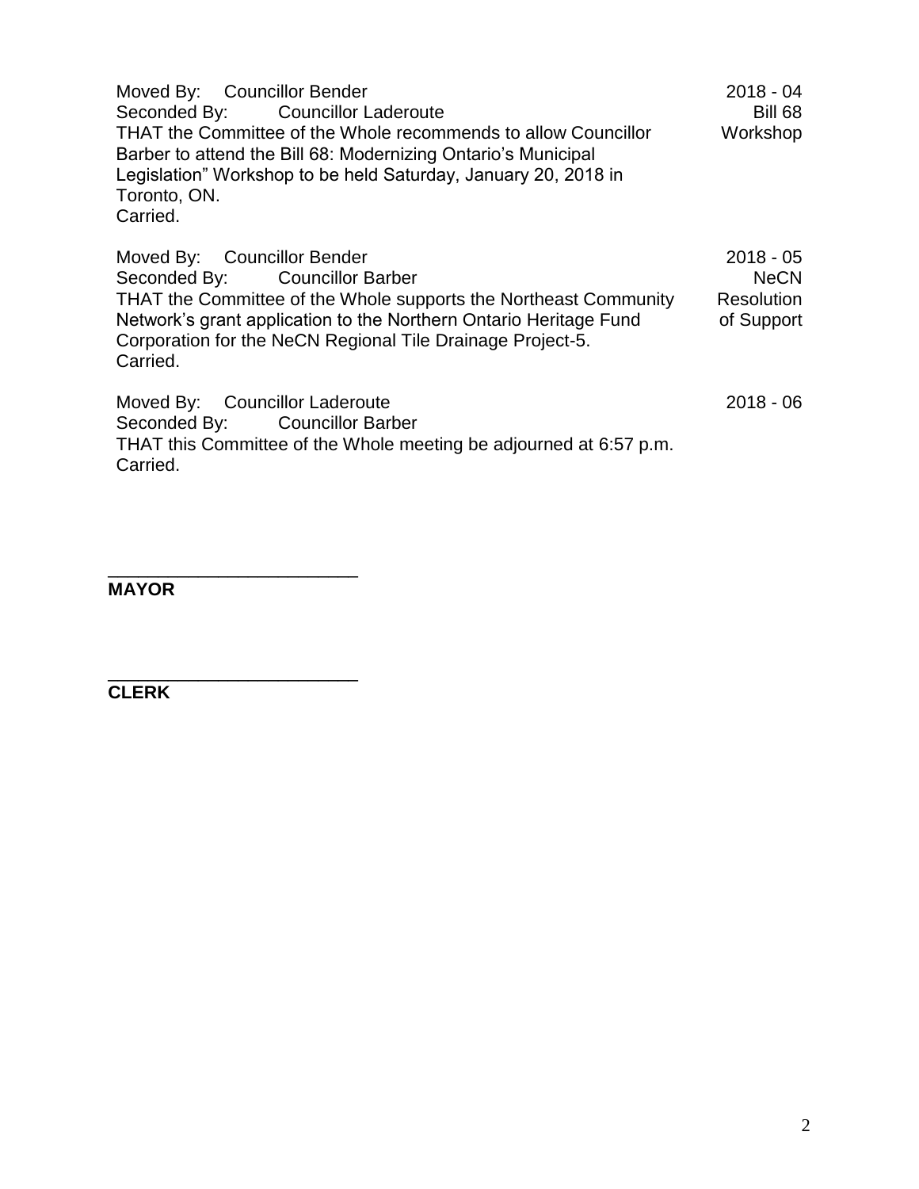Moved By: Councillor Bender  
Seconded By: Councillor Laderoute  
THAT the Committee of the Whole recommends to allow Councillor Barber to attend the Bill 68: Modernizing Ontario's Municipal Legislation" Workshop to be held Saturday, January 20, 2018 in Toronto, ON.  
Carried.

2018 - 04  
Bill 68  
Workshop

Moved By: Councillor Bender  
Seconded By: Councillor Barber  
THAT the Committee of the Whole supports the Northeast Community Network's grant application to the Northern Ontario Heritage Fund Corporation for the NeCN Regional Tile Drainage Project-5.  
Carried.

2018 - 05  
NeCN  
Resolution  
of Support

Moved By: Councillor Laderoute  
Seconded By: Councillor Barber  
THAT this Committee of the Whole meeting be adjourned at 6:57 p.m.  
Carried.

2018 - 06

_________________________  
**MAYOR**

_________________________  
**CLERK**